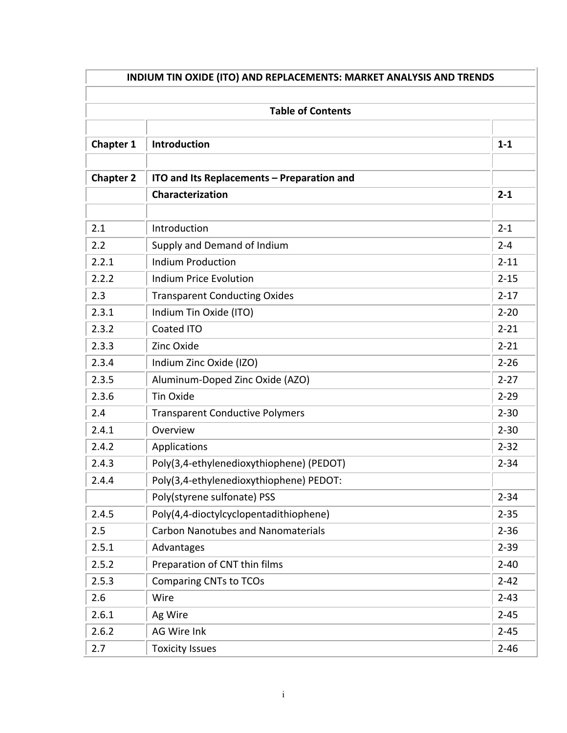# INDIUM TIN OXIDE (ITO) AND REPLACEMENTS: MARKET ANALYSIS AND TRENDS

## Table of Contents

| | | |
|---|---|---|
| **Chapter 1** | **Introduction** | **1-1** |
| | | |
| **Chapter 2** | **ITO and Its Replacements – Preparation and Characterization** | **2-1** |
| | | |
| 2.1 | Introduction | 2-1 |
| 2.2 | Supply and Demand of Indium | 2-4 |
| 2.2.1 | Indium Production | 2-11 |
| 2.2.2 | Indium Price Evolution | 2-15 |
| 2.3 | Transparent Conducting Oxides | 2-17 |
| 2.3.1 | Indium Tin Oxide (ITO) | 2-20 |
| 2.3.2 | Coated ITO | 2-21 |
| 2.3.3 | Zinc Oxide | 2-21 |
| 2.3.4 | Indium Zinc Oxide (IZO) | 2-26 |
| 2.3.5 | Aluminum-Doped Zinc Oxide (AZO) | 2-27 |
| 2.3.6 | Tin Oxide | 2-29 |
| 2.4 | Transparent Conductive Polymers | 2-30 |
| 2.4.1 | Overview | 2-30 |
| 2.4.2 | Applications | 2-32 |
| 2.4.3 | Poly(3,4-ethylenedioxythiophene) (PEDOT) | 2-34 |
| 2.4.4 | Poly(3,4-ethylenedioxythiophene) PEDOT: Poly(styrene sulfonate) PSS | 2-34 |
| 2.4.5 | Poly(4,4-dioctylcyclopentadithiophene) | 2-35 |
| 2.5 | Carbon Nanotubes and Nanomaterials | 2-36 |
| 2.5.1 | Advantages | 2-39 |
| 2.5.2 | Preparation of CNT thin films | 2-40 |
| 2.5.3 | Comparing CNTs to TCOs | 2-42 |
| 2.6 | Wire | 2-43 |
| 2.6.1 | Ag Wire | 2-45 |
| 2.6.2 | AG Wire Ink | 2-45 |
| 2.7 | Toxicity Issues | 2-46 |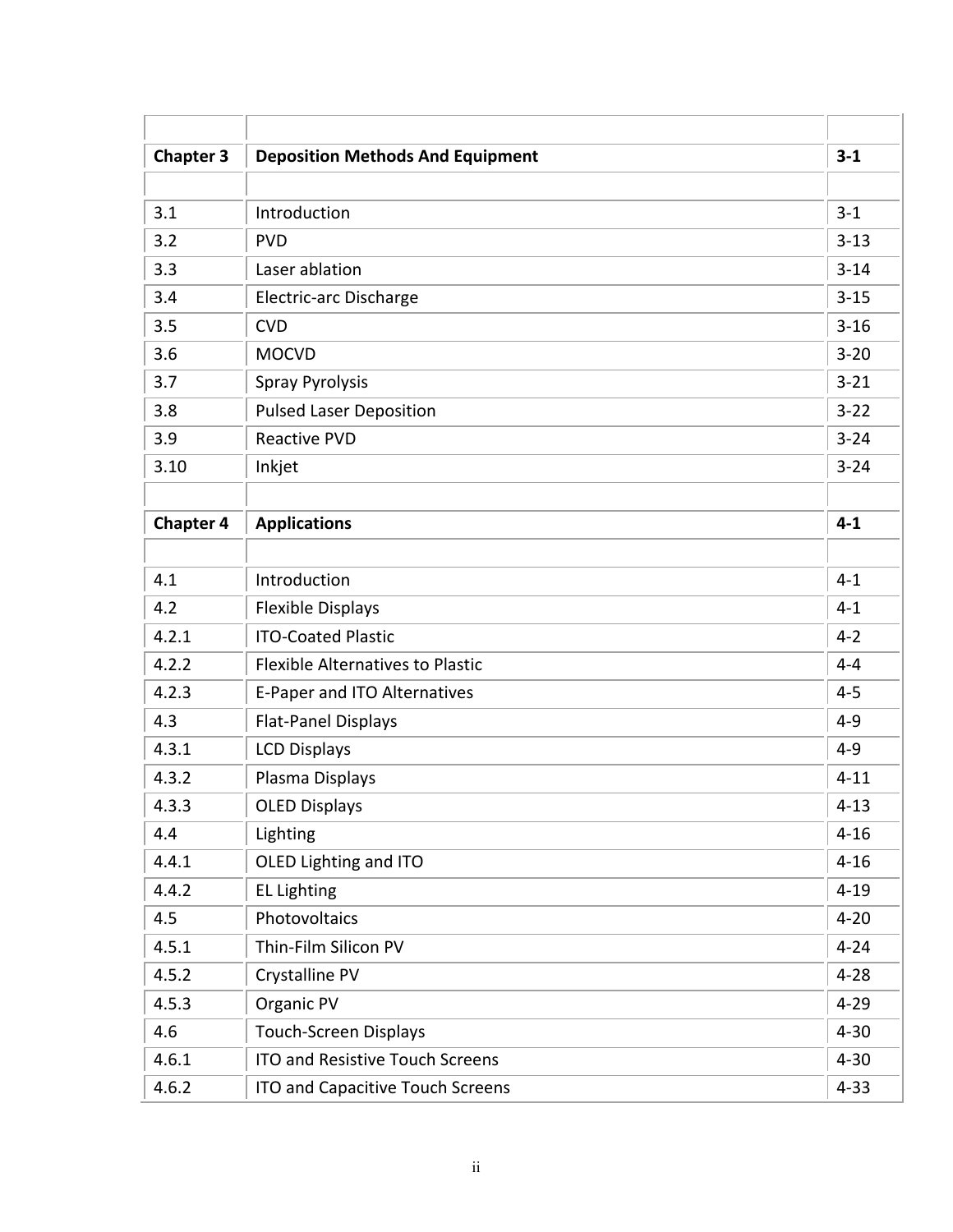| | | |
|---|---|---|
| **Chapter 3** | **Deposition Methods And Equipment** | **3-1** |
| | | |
| 3.1 | Introduction | 3-1 |
| 3.2 | PVD | 3-13 |
| 3.3 | Laser ablation | 3-14 |
| 3.4 | Electric-arc Discharge | 3-15 |
| 3.5 | CVD | 3-16 |
| 3.6 | MOCVD | 3-20 |
| 3.7 | Spray Pyrolysis | 3-21 |
| 3.8 | Pulsed Laser Deposition | 3-22 |
| 3.9 | Reactive PVD | 3-24 |
| 3.10 | Inkjet | 3-24 |
| | | |
| **Chapter 4** | **Applications** | **4-1** |
| | | |
| 4.1 | Introduction | 4-1 |
| 4.2 | Flexible Displays | 4-1 |
| 4.2.1 | ITO-Coated Plastic | 4-2 |
| 4.2.2 | Flexible Alternatives to Plastic | 4-4 |
| 4.2.3 | E-Paper and ITO Alternatives | 4-5 |
| 4.3 | Flat-Panel Displays | 4-9 |
| 4.3.1 | LCD Displays | 4-9 |
| 4.3.2 | Plasma Displays | 4-11 |
| 4.3.3 | OLED Displays | 4-13 |
| 4.4 | Lighting | 4-16 |
| 4.4.1 | OLED Lighting and ITO | 4-16 |
| 4.4.2 | EL Lighting | 4-19 |
| 4.5 | Photovoltaics | 4-20 |
| 4.5.1 | Thin-Film Silicon PV | 4-24 |
| 4.5.2 | Crystalline PV | 4-28 |
| 4.5.3 | Organic PV | 4-29 |
| 4.6 | Touch-Screen Displays | 4-30 |
| 4.6.1 | ITO and Resistive Touch Screens | 4-30 |
| 4.6.2 | ITO and Capacitive Touch Screens | 4-33 |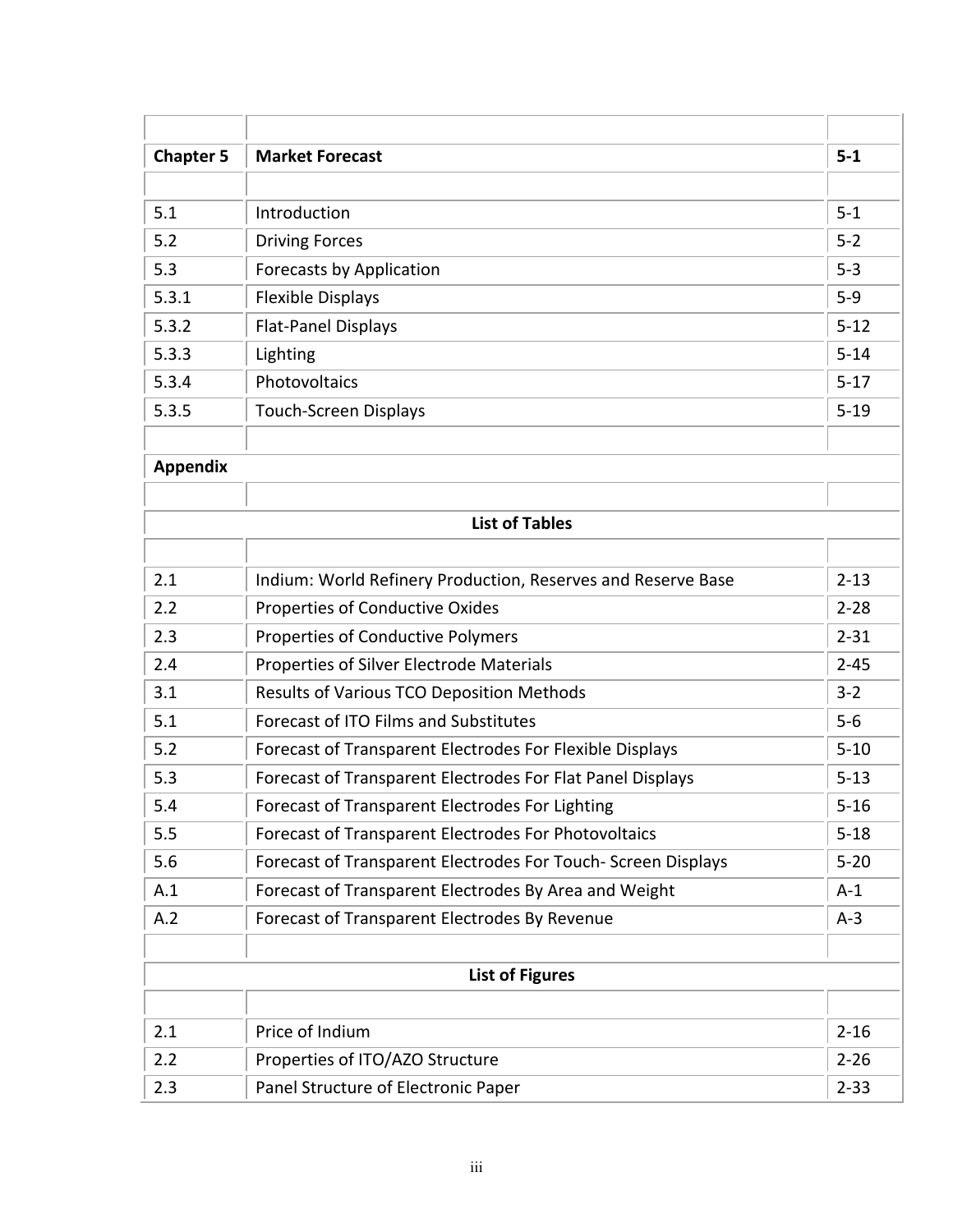| | | |
|---|---|---|
| **Chapter 5** | **Market Forecast** | **5-1** |
| | | |
| 5.1 | Introduction | 5-1 |
| 5.2 | Driving Forces | 5-2 |
| 5.3 | Forecasts by Application | 5-3 |
| 5.3.1 | Flexible Displays | 5-9 |
| 5.3.2 | Flat-Panel Displays | 5-12 |
| 5.3.3 | Lighting | 5-14 |
| 5.3.4 | Photovoltaics | 5-17 |
| 5.3.5 | Touch-Screen Displays | 5-19 |
| | | |
| **Appendix** | | |

**List of Tables**

| | | |
|---|---|---|
| 2.1 | Indium: World Refinery Production, Reserves and Reserve Base | 2-13 |
| 2.2 | Properties of Conductive Oxides | 2-28 |
| 2.3 | Properties of Conductive Polymers | 2-31 |
| 2.4 | Properties of Silver Electrode Materials | 2-45 |
| 3.1 | Results of Various TCO Deposition Methods | 3-2 |
| 5.1 | Forecast of ITO Films and Substitutes | 5-6 |
| 5.2 | Forecast of Transparent Electrodes For Flexible Displays | 5-10 |
| 5.3 | Forecast of Transparent Electrodes For Flat Panel Displays | 5-13 |
| 5.4 | Forecast of Transparent Electrodes For Lighting | 5-16 |
| 5.5 | Forecast of Transparent Electrodes For Photovoltaics | 5-18 |
| 5.6 | Forecast of Transparent Electrodes For Touch- Screen Displays | 5-20 |
| A.1 | Forecast of Transparent Electrodes By Area and Weight | A-1 |
| A.2 | Forecast of Transparent Electrodes By Revenue | A-3 |

**List of Figures**

| | | |
|---|---|---|
| 2.1 | Price of Indium | 2-16 |
| 2.2 | Properties of ITO/AZO Structure | 2-26 |
| 2.3 | Panel Structure of Electronic Paper | 2-33 |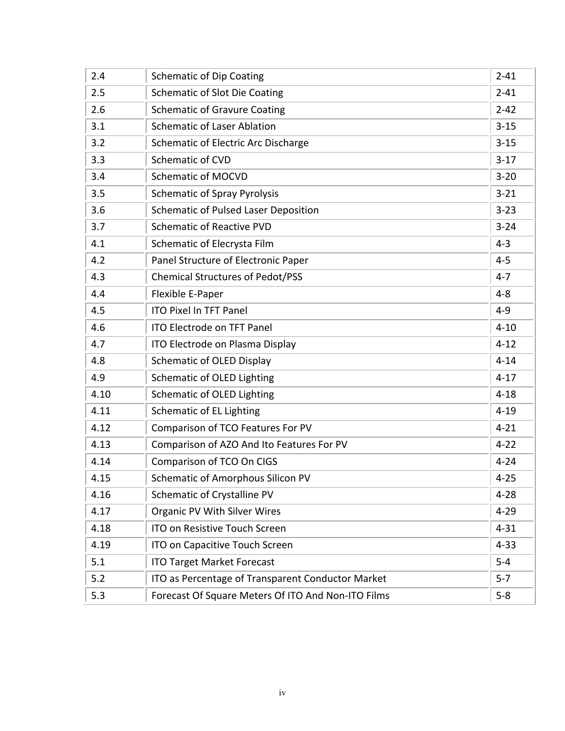| | | |
|---|---|---|
| 2.4 | Schematic of Dip Coating | 2-41 |
| 2.5 | Schematic of Slot Die Coating | 2-41 |
| 2.6 | Schematic of Gravure Coating | 2-42 |
| 3.1 | Schematic of Laser Ablation | 3-15 |
| 3.2 | Schematic of Electric Arc Discharge | 3-15 |
| 3.3 | Schematic of CVD | 3-17 |
| 3.4 | Schematic of MOCVD | 3-20 |
| 3.5 | Schematic of Spray Pyrolysis | 3-21 |
| 3.6 | Schematic of Pulsed Laser Deposition | 3-23 |
| 3.7 | Schematic of Reactive PVD | 3-24 |
| 4.1 | Schematic of Elecrysta Film | 4-3 |
| 4.2 | Panel Structure of Electronic Paper | 4-5 |
| 4.3 | Chemical Structures of Pedot/PSS | 4-7 |
| 4.4 | Flexible E-Paper | 4-8 |
| 4.5 | ITO Pixel In TFT Panel | 4-9 |
| 4.6 | ITO Electrode on TFT Panel | 4-10 |
| 4.7 | ITO Electrode on Plasma Display | 4-12 |
| 4.8 | Schematic of OLED Display | 4-14 |
| 4.9 | Schematic of OLED Lighting | 4-17 |
| 4.10 | Schematic of OLED Lighting | 4-18 |
| 4.11 | Schematic of EL Lighting | 4-19 |
| 4.12 | Comparison of TCO Features For PV | 4-21 |
| 4.13 | Comparison of AZO And Ito Features For PV | 4-22 |
| 4.14 | Comparison of TCO On CIGS | 4-24 |
| 4.15 | Schematic of Amorphous Silicon PV | 4-25 |
| 4.16 | Schematic of Crystalline PV | 4-28 |
| 4.17 | Organic PV With Silver Wires | 4-29 |
| 4.18 | ITO on Resistive Touch Screen | 4-31 |
| 4.19 | ITO on Capacitive Touch Screen | 4-33 |
| 5.1 | ITO Target Market Forecast | 5-4 |
| 5.2 | ITO as Percentage of Transparent Conductor Market | 5-7 |
| 5.3 | Forecast Of Square Meters Of ITO And Non-ITO Films | 5-8 |